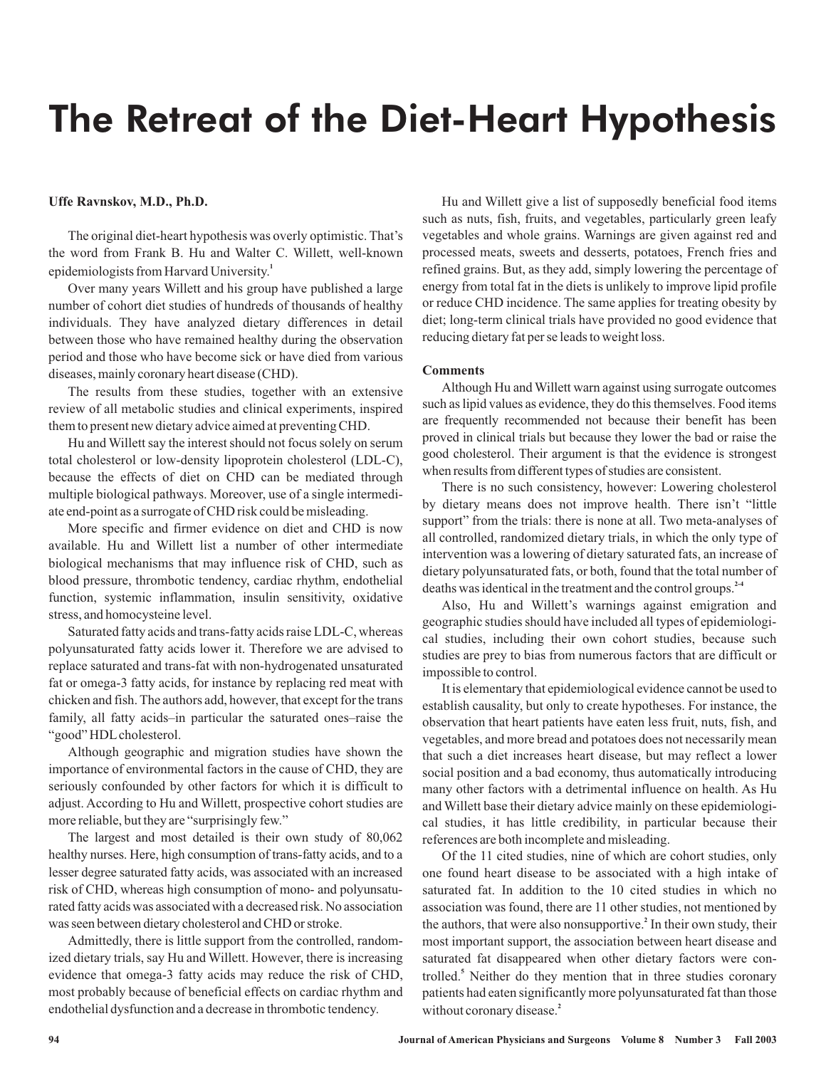# The Retreat of the Diet-Heart Hypothesis

**Uffe Ravnskov, M.D., Ph.D.**

The original diet-heart hypothesis was overly optimistic. That's the word from Frank B. Hu and Walter C. Willett, well-known epidemiologists from Harvard University.[1]

Over many years Willett and his group have published a large number of cohort diet studies of hundreds of thousands of healthy individuals. They have analyzed dietary differences in detail between those who have remained healthy during the observation period and those who have become sick or have died from various diseases, mainly coronary heart disease (CHD).

The results from these studies, together with an extensive review of all metabolic studies and clinical experiments, inspired them to present new dietary advice aimed at preventing CHD.

Hu and Willett say the interest should not focus solely on serum total cholesterol or low-density lipoprotein cholesterol (LDL-C), because the effects of diet on CHD can be mediated through multiple biological pathways. Moreover, use of a single intermediate end-point as a surrogate of CHD risk could be misleading.

More specific and firmer evidence on diet and CHD is now available. Hu and Willett list a number of other intermediate biological mechanisms that may influence risk of CHD, such as blood pressure, thrombotic tendency, cardiac rhythm, endothelial function, systemic inflammation, insulin sensitivity, oxidative stress, and homocysteine level.

Saturated fatty acids and trans-fatty acids raise LDL-C, whereas polyunsaturated fatty acids lower it. Therefore we are advised to replace saturated and trans-fat with non-hydrogenated unsaturated fat or omega-3 fatty acids, for instance by replacing red meat with chicken and fish. The authors add, however, that except for the trans family, all fatty acids–in particular the saturated ones–raise the "good" HDL cholesterol.

Although geographic and migration studies have shown the importance of environmental factors in the cause of CHD, they are seriously confounded by other factors for which it is difficult to adjust. According to Hu and Willett, prospective cohort studies are more reliable, but they are "surprisingly few."

The largest and most detailed is their own study of 80,062 healthy nurses. Here, high consumption of trans-fatty acids, and to a lesser degree saturated fatty acids, was associated with an increased risk of CHD, whereas high consumption of mono- and polyunsaturated fatty acids was associated with a decreased risk. No association was seen between dietary cholesterol and CHD or stroke.

Admittedly, there is little support from the controlled, randomized dietary trials, say Hu and Willett. However, there is increasing evidence that omega-3 fatty acids may reduce the risk of CHD, most probably because of beneficial effects on cardiac rhythm and endothelial dysfunction and a decrease in thrombotic tendency.

Hu and Willett give a list of supposedly beneficial food items such as nuts, fish, fruits, and vegetables, particularly green leafy vegetables and whole grains. Warnings are given against red and processed meats, sweets and desserts, potatoes, French fries and refined grains. But, as they add, simply lowering the percentage of energy from total fat in the diets is unlikely to improve lipid profile or reduce CHD incidence. The same applies for treating obesity by diet; long-term clinical trials have provided no good evidence that reducing dietary fat per se leads to weight loss.

## Comments

Although Hu and Willett warn against using surrogate outcomes such as lipid values as evidence, they do this themselves. Food items are frequently recommended not because their benefit has been proved in clinical trials but because they lower the bad or raise the good cholesterol. Their argument is that the evidence is strongest when results from different types of studies are consistent.

There is no such consistency, however: Lowering cholesterol by dietary means does not improve health. There isn't "little support" from the trials: there is none at all. Two meta-analyses of all controlled, randomized dietary trials, in which the only type of intervention was a lowering of dietary saturated fats, an increase of dietary polyunsaturated fats, or both, found that the total number of deaths was identical in the treatment and the control groups.[2-4]

Also, Hu and Willett's warnings against emigration and geographic studies should have included all types of epidemiological studies, including their own cohort studies, because such studies are prey to bias from numerous factors that are difficult or impossible to control.

It is elementary that epidemiological evidence cannot be used to establish causality, but only to create hypotheses. For instance, the observation that heart patients have eaten less fruit, nuts, fish, and vegetables, and more bread and potatoes does not necessarily mean that such a diet increases heart disease, but may reflect a lower social position and a bad economy, thus automatically introducing many other factors with a detrimental influence on health. As Hu and Willett base their dietary advice mainly on these epidemiological studies, it has little credibility, in particular because their references are both incomplete and misleading.

Of the 11 cited studies, nine of which are cohort studies, only one found heart disease to be associated with a high intake of saturated fat. In addition to the 10 cited studies in which no association was found, there are 11 other studies, not mentioned by the authors, that were also nonsupportive.[2] In their own study, their most important support, the association between heart disease and saturated fat disappeared when other dietary factors were controlled.[5] Neither do they mention that in three studies coronary patients had eaten significantly more polyunsaturated fat than those without coronary disease.[2]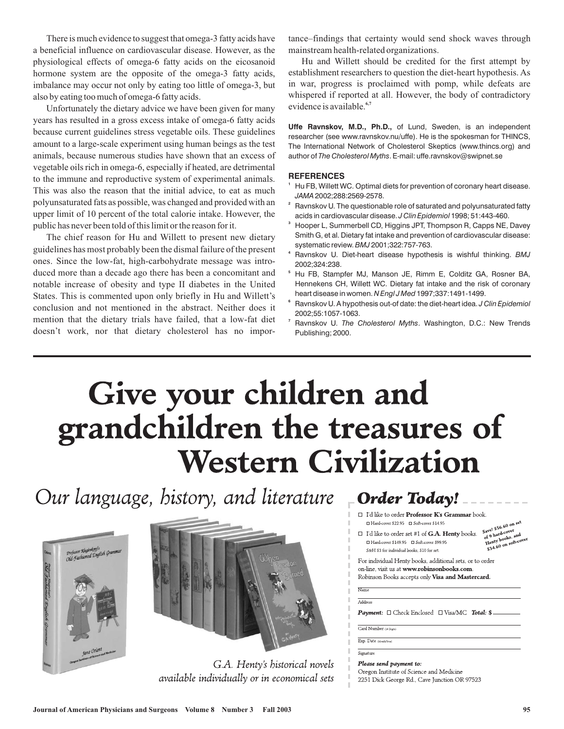There is much evidence to suggest that omega-3 fatty acids have a beneficial influence on cardiovascular disease. However, as the physiological effects of omega-6 fatty acids on the eicosanoid hormone system are the opposite of the omega-3 fatty acids, imbalance may occur not only by eating too little of omega-3, but also by eating too much of omega-6 fatty acids.

Unfortunately the dietary advice we have been given for many years has resulted in a gross excess intake of omega-6 fatty acids because current guidelines stress vegetable oils. These guidelines amount to a large-scale experiment using human beings as the test animals, because numerous studies have shown that an excess of vegetable oils rich in omega-6, especially if heated, are detrimental to the immune and reproductive system of experimental animals. This was also the reason that the initial advice, to eat as much polyunsaturated fats as possible, was changed and provided with an upper limit of 10 percent of the total calorie intake. However, the public has never been told of this limit or the reason for it.

The chief reason for Hu and Willett to present new dietary guidelines has most probably been the dismal failure of the present ones. Since the low-fat, high-carbohydrate message was introduced more than a decade ago there has been a concomitant and notable increase of obesity and type II diabetes in the United States. This is commented upon only briefly in Hu and Willett's conclusion and not mentioned in the abstract. Neither does it mention that the dietary trials have failed, that a low-fat diet doesn't work, nor that dietary cholesterol has no importance–findings that certainty would send shock waves through mainstream health-related organizations.

Hu and Willett should be credited for the first attempt by establishment researchers to question the diet-heart hypothesis. As in war, progress is proclaimed with pomp, while defeats are whispered if reported at all. However, the body of contradictory evidence is available.[6,7]

**Uffe Ravnskov, M.D., Ph.D.,** of Lund, Sweden, is an independent researcher (see www.ravnskov.nu/uffe). He is the spokesman for THINCS, The International Network of Cholesterol Skeptics (www.thincs.org) and author of *The Cholesterol Myths*. E-mail: uffe.ravnskov@swipnet.se

#### REFERENCES

1. Hu FB, Willett WC. Optimal diets for prevention of coronary heart disease. *JAMA* 2002;288:2569-2578.
2. Ravnskov U. The questionable role of saturated and polyunsaturated fatty acids in cardiovascular disease. *J Clin Epidemiol* 1998; 51:443-460.
3. Hooper L, Summerbell CD, Higgins JPT, Thompson R, Capps NE, Davey Smith G, et al. Dietary fat intake and prevention of cardiovascular disease: systematic review. *BMJ* 2001;322:757-763.
4. Ravnskov U. Diet-heart disease hypothesis is wishful thinking. *BMJ* 2002;324:238.
5. Hu FB, Stampfer MJ, Manson JE, Rimm E, Colditz GA, Rosner BA, Hennekens CH, Willett WC. Dietary fat intake and the risk of coronary heart disease in women. *N Engl J Med* 1997;337:1491-1499.
6. Ravnskov U. A hypothesis out-of date: the diet-heart idea. *J Clin Epidemiol* 2002;55:1057-1063.
7. Ravnskov U. *The Cholesterol Myths*. Washington, D.C.: New Trends Publishing; 2000.

---

# Give your children and grandchildren the treasures of Western Civilization

*Our language, history, and literature*

*G.A. Henty's historical novels available individually or in economical sets*

**Order Today!**

☐ I'd like to order **Professor K's Grammar** book.
☐ Hard-cover $22.95 ☐ Soft-cover $14.95

☐ I'd like to order set #1 of **G.A. Henty** books.
☐ Hard-cover $149.95 ☐ Soft-cover $99.95
S&H $3 for individual books, $10 for set.

Save! $56.60 on set of 9 hard-cover Henty books, and $34.60 on soft-cover

For individual Henty books, additional sets, or to order on-line, visit us at **www.robinsonbooks.com**.
Robinson Books accepts only **Visa and Mastercard.**

Name

Address

***Payment:*** ☐ Check Enclosed ☐ Visa/MC ***Total:* $**

Card Number (16 Digits)

Exp. Date (Month/Year)

Signature

***Please send payment to:***
Oregon Institute of Science and Medicine
2251 Dick George Rd., Cave Junction OR 97523